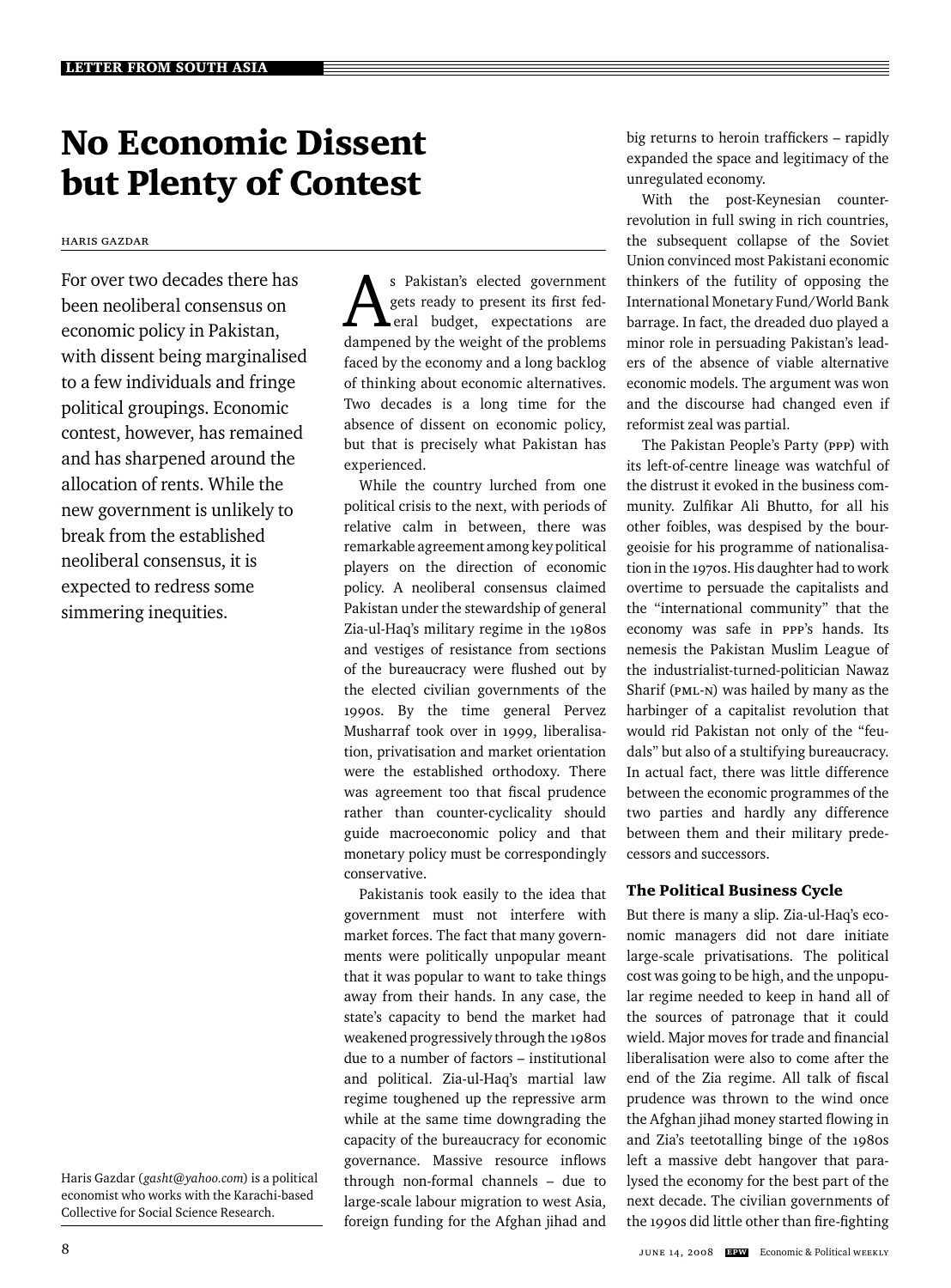# No Economic Dissent but Plenty of Contest

Haris Gazdar

For over two decades there has been neoliberal consensus on economic policy in Pakistan, with dissent being marginalised to a few individuals and fringe political groupings. Economic contest, however, has remained and has sharpened around the allocation of rents. While the new government is unlikely to break from the established neoliberal consensus, it is expected to redress some simmering inequities.

Haris Gazdar (*gasht@yahoo.com*) is a political economist who works with the Karachi-based Collective for Social Science Research.

As Pakistan's elected government gets ready to present its first federal budget, expectations are dampened by the weight of the problems faced by the economy and a long backlog of thinking about economic alternatives. Two decades is a long time for the absence of dissent on economic policy, but that is precisely what Pakistan has experienced.

While the country lurched from one political crisis to the next, with periods of relative calm in between, there was remarkable agreement among key political players on the direction of economic policy. A neoliberal consensus claimed Pakistan under the stewardship of general Zia-ul-Haq's military regime in the 1980s and vestiges of resistance from sections of the bureaucracy were flushed out by the elected civilian governments of the 1990s. By the time general Pervez Musharraf took over in 1999, liberalisation, privatisation and market orientation were the established orthodoxy. There was agreement too that fiscal prudence rather than counter-cyclicality should guide macroeconomic policy and that monetary policy must be correspondingly conservative.

Pakistanis took easily to the idea that government must not interfere with market forces. The fact that many governments were politically unpopular meant that it was popular to want to take things away from their hands. In any case, the state's capacity to bend the market had weakened progressively through the 1980s due to a number of factors – institutional and political. Zia-ul-Haq's martial law regime toughened up the repressive arm while at the same time downgrading the capacity of the bureaucracy for economic governance. Massive resource inflows through non-formal channels – due to large-scale labour migration to west Asia, foreign funding for the Afghan jihad and big returns to heroin traffickers – rapidly expanded the space and legitimacy of the unregulated economy.

With the post-Keynesian counter-revolution in full swing in rich countries, the subsequent collapse of the Soviet Union convinced most Pakistani economic thinkers of the futility of opposing the International Monetary Fund/World Bank barrage. In fact, the dreaded duo played a minor role in persuading Pakistan's leaders of the absence of viable alternative economic models. The argument was won and the discourse had changed even if reformist zeal was partial.

The Pakistan People's Party (PPP) with its left-of-centre lineage was watchful of the distrust it evoked in the business community. Zulfikar Ali Bhutto, for all his other foibles, was despised by the bourgeoisie for his programme of nationalisation in the 1970s. His daughter had to work overtime to persuade the capitalists and the "international community" that the economy was safe in PPP's hands. Its nemesis the Pakistan Muslim League of the industrialist-turned-politician Nawaz Sharif (PML-N) was hailed by many as the harbinger of a capitalist revolution that would rid Pakistan not only of the "feudals" but also of a stultifying bureaucracy. In actual fact, there was little difference between the economic programmes of the two parties and hardly any difference between them and their military predecessors and successors.

### The Political Business Cycle

But there is many a slip. Zia-ul-Haq's economic managers did not dare initiate large-scale privatisations. The political cost was going to be high, and the unpopular regime needed to keep in hand all of the sources of patronage that it could wield. Major moves for trade and financial liberalisation were also to come after the end of the Zia regime. All talk of fiscal prudence was thrown to the wind once the Afghan jihad money started flowing in and Zia's teetotalling binge of the 1980s left a massive debt hangover that paralysed the economy for the best part of the next decade. The civilian governments of the 1990s did little other than fire-fighting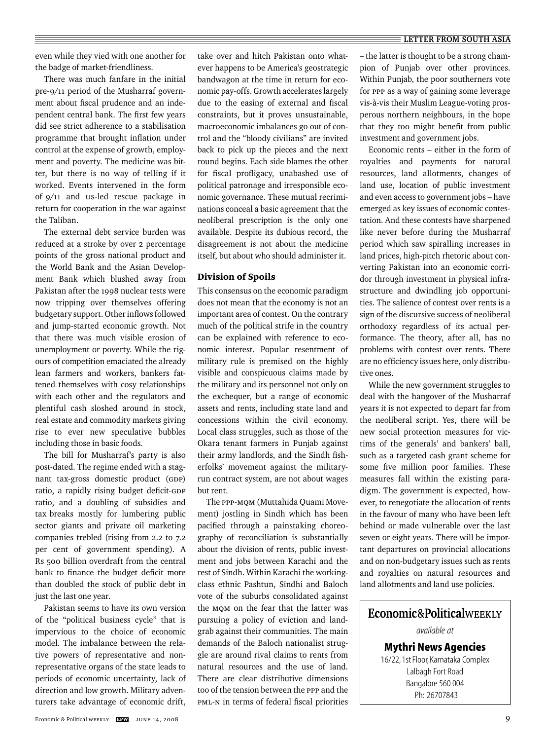even while they vied with one another for the badge of market-friendliness.

There was much fanfare in the initial pre-9/11 period of the Musharraf government about fiscal prudence and an independent central bank. The first few years did see strict adherence to a stabilisation programme that brought inflation under control at the expense of growth, employment and poverty. The medicine was bitter, but there is no way of telling if it worked. Events intervened in the form of 9/11 and US-led rescue package in return for cooperation in the war against the Taliban.

The external debt service burden was reduced at a stroke by over 2 percentage points of the gross national product and the World Bank and the Asian Development Bank which blushed away from Pakistan after the 1998 nuclear tests were now tripping over themselves offering budgetary support. Other inflows followed and jump-started economic growth. Not that there was much visible erosion of unemployment or poverty. While the rigours of competition emaciated the already lean farmers and workers, bankers fattened themselves with cosy relationships with each other and the regulators and plentiful cash sloshed around in stock, real estate and commodity markets giving rise to ever new speculative bubbles including those in basic foods.

The bill for Musharraf's party is also post-dated. The regime ended with a stagnant tax-gross domestic product (GDP) ratio, a rapidly rising budget deficit-GDP ratio, and a doubling of subsidies and tax breaks mostly for lumbering public sector giants and private oil marketing companies trebled (rising from 2.2 to 7.2 per cent of government spending). A Rs 500 billion overdraft from the central bank to finance the budget deficit more than doubled the stock of public debt in just the last one year.

Pakistan seems to have its own version of the "political business cycle" that is impervious to the choice of economic model. The imbalance between the relative powers of representative and non-representative organs of the state leads to periods of economic uncertainty, lack of direction and low growth. Military adventurers take advantage of economic drift, take over and hitch Pakistan onto whatever happens to be America's geostrategic bandwagon at the time in return for economic pay-offs. Growth accelerates largely due to the easing of external and fiscal constraints, but it proves unsustainable, macroeconomic imbalances go out of control and the "bloody civilians" are invited back to pick up the pieces and the next round begins. Each side blames the other for fiscal profligacy, unabashed use of political patronage and irresponsible economic governance. These mutual recriminations conceal a basic agreement that the neoliberal prescription is the only one available. Despite its dubious record, the disagreement is not about the medicine itself, but about who should administer it.

## Division of Spoils

This consensus on the economic paradigm does not mean that the economy is not an important area of contest. On the contrary much of the political strife in the country can be explained with reference to economic interest. Popular resentment of military rule is premised on the highly visible and conspicuous claims made by the military and its personnel not only on the exchequer, but a range of economic assets and rents, including state land and concessions within the civil economy. Local class struggles, such as those of the Okara tenant farmers in Punjab against their army landlords, and the Sindh fisherfolks' movement against the military-run contract system, are not about wages but rent.

The PPP-MQM (Muttahida Quami Movement) jostling in Sindh which has been pacified through a painstaking choreography of reconciliation is substantially about the division of rents, public investment and jobs between Karachi and the rest of Sindh. Within Karachi the working-class ethnic Pashtun, Sindhi and Baloch vote of the suburbs consolidated against the MQM on the fear that the latter was pursuing a policy of eviction and land-grab against their communities. The main demands of the Baloch nationalist struggle are around rival claims to rents from natural resources and the use of land. There are clear distributive dimensions too of the tension between the PPP and the PML-N in terms of federal fiscal priorities – the latter is thought to be a strong champion of Punjab over other provinces. Within Punjab, the poor southerners vote for PPP as a way of gaining some leverage vis-à-vis their Muslim League-voting prosperous northern neighbours, in the hope that they too might benefit from public investment and government jobs.

Economic rents – either in the form of royalties and payments for natural resources, land allotments, changes of land use, location of public investment and even access to government jobs – have emerged as key issues of economic contestation. And these contests have sharpened like never before during the Musharraf period which saw spiralling increases in land prices, high-pitch rhetoric about converting Pakistan into an economic corridor through investment in physical infrastructure and dwindling job opportunities. The salience of contest over rents is a sign of the discursive success of neoliberal orthodoxy regardless of its actual performance. The theory, after all, has no problems with contest over rents. There are no efficiency issues here, only distributive ones.

While the new government struggles to deal with the hangover of the Musharraf years it is not expected to depart far from the neoliberal script. Yes, there will be new social protection measures for victims of the generals' and bankers' ball, such as a targeted cash grant scheme for some five million poor families. These measures fall within the existing paradigm. The government is expected, however, to renegotiate the allocation of rents in the favour of many who have been left behind or made vulnerable over the last seven or eight years. There will be important departures on provincial allocations and on non-budgetary issues such as rents and royalties on natural resources and land allotments and land use policies.

**Economic&PoliticalWEEKLY**

*available at*

**Mythri News Agencies**

16/22, 1st Floor, Karnataka Complex
Lalbagh Fort Road
Bangalore 560 004
Ph: 26707843